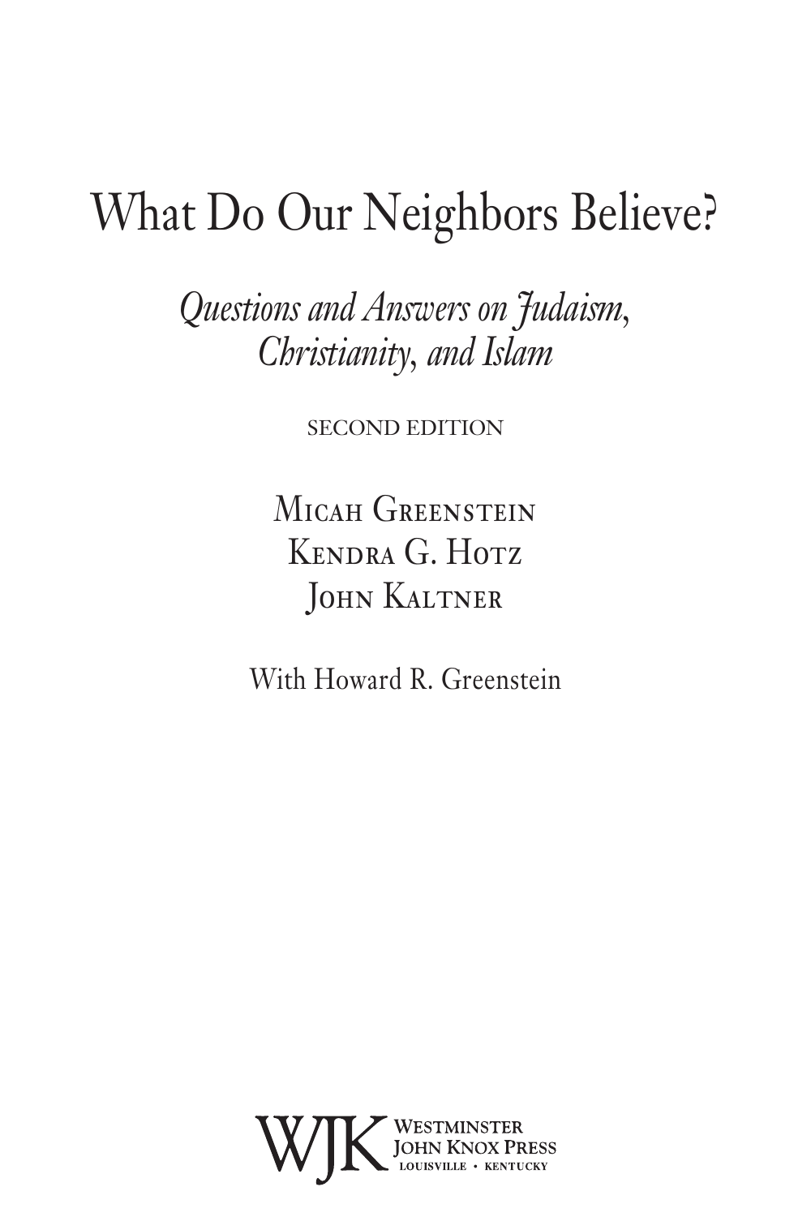# What Do Our Neighbors Believe?

*Questions and Answers on Judaism, Christianity, and Islam*

SECOND EDITION

Micah Greenstein
Kendra G. Hotz
John Kaltner

With Howard R. Greenstein

WJK Westminster John Knox Press
Louisville • Kentucky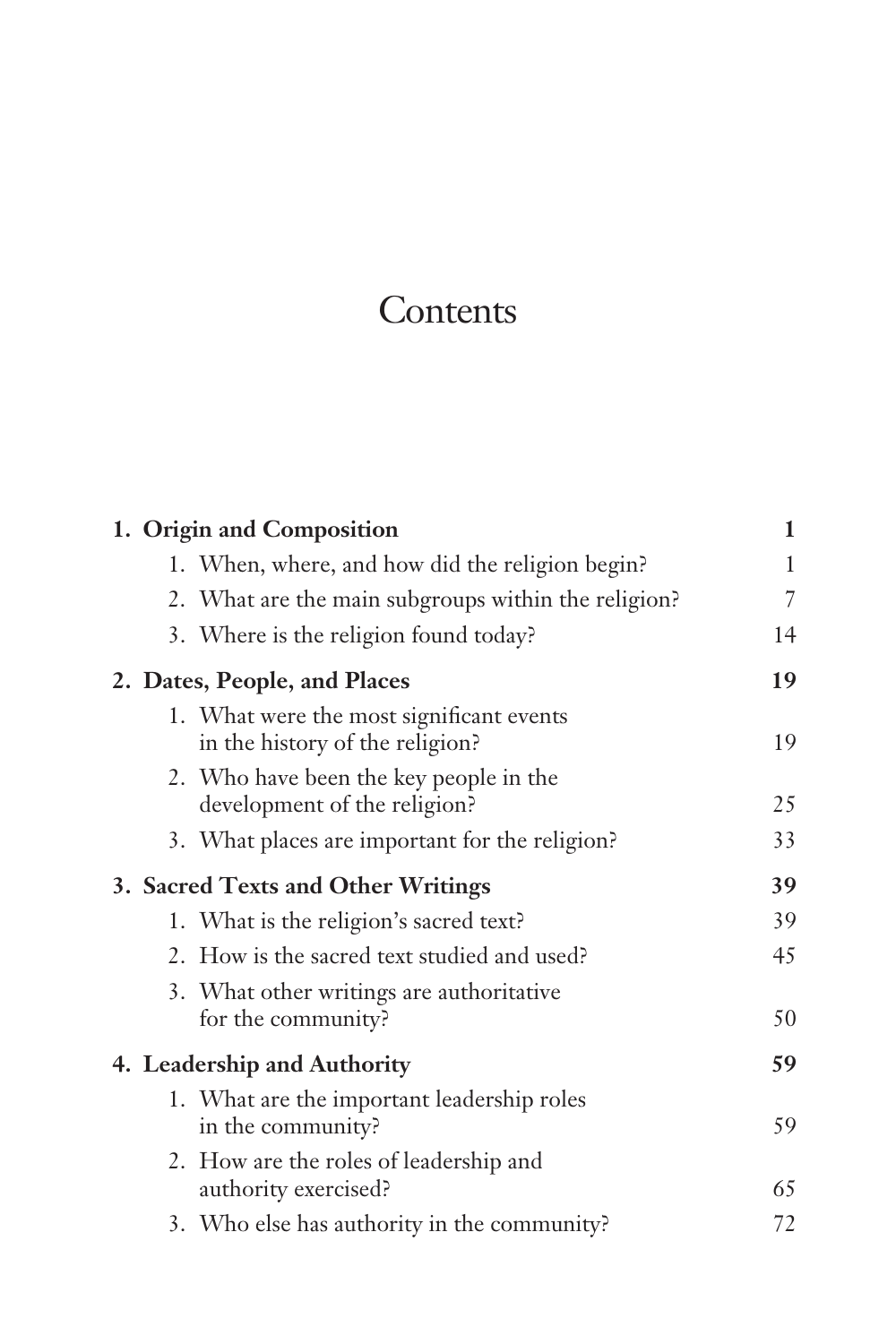# Contents

| | |
|---|---|
| **1. Origin and Composition** | **1** |
| 1. When, where, and how did the religion begin? | 1 |
| 2. What are the main subgroups within the religion? | 7 |
| 3. Where is the religion found today? | 14 |
| **2. Dates, People, and Places** | **19** |
| 1. What were the most significant events in the history of the religion? | 19 |
| 2. Who have been the key people in the development of the religion? | 25 |
| 3. What places are important for the religion? | 33 |
| **3. Sacred Texts and Other Writings** | **39** |
| 1. What is the religion's sacred text? | 39 |
| 2. How is the sacred text studied and used? | 45 |
| 3. What other writings are authoritative for the community? | 50 |
| **4. Leadership and Authority** | **59** |
| 1. What are the important leadership roles in the community? | 59 |
| 2. How are the roles of leadership and authority exercised? | 65 |
| 3. Who else has authority in the community? | 72 |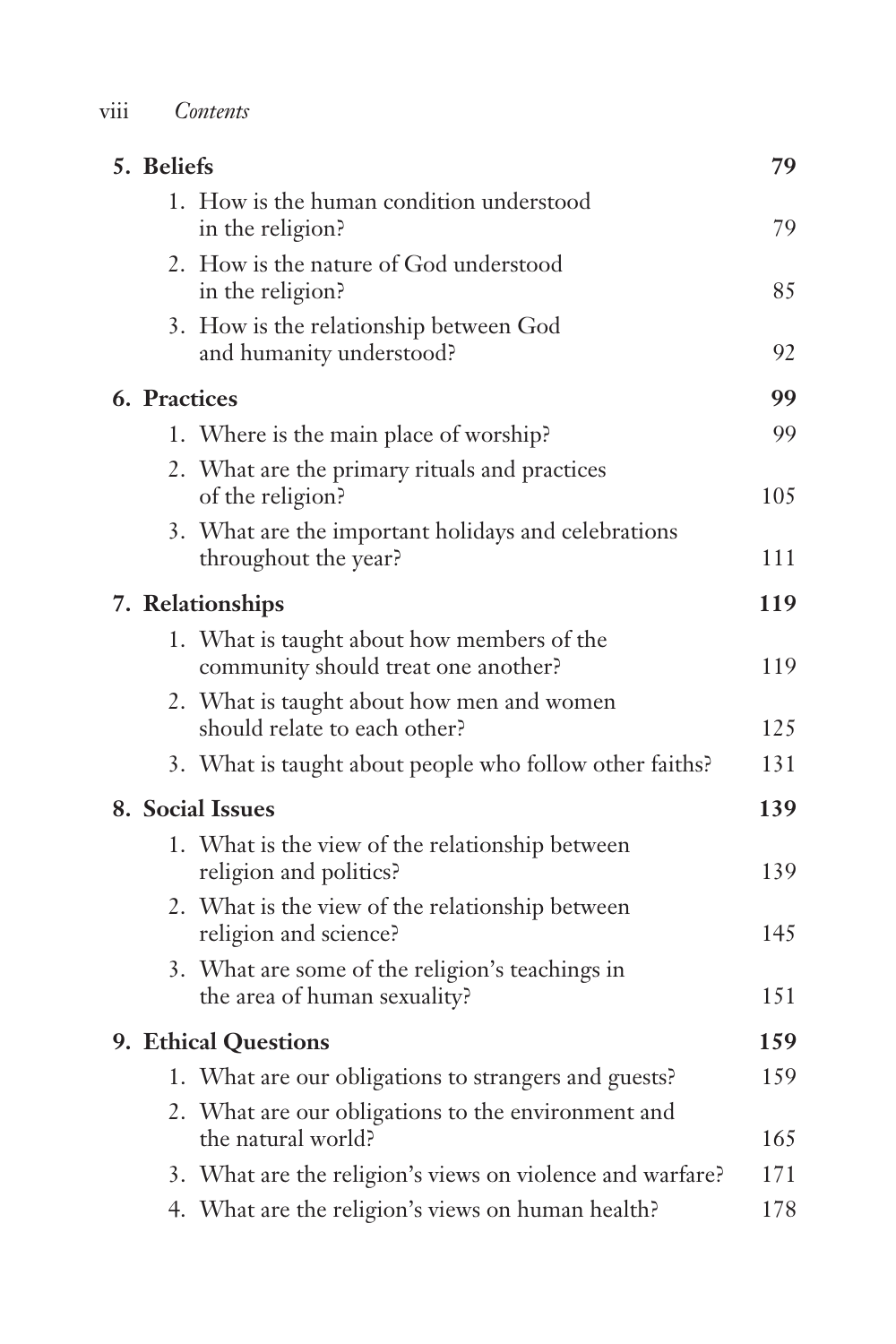**5. Beliefs** 79

1. How is the human condition understood in the religion? 79
2. How is the nature of God understood in the religion? 85
3. How is the relationship between God and humanity understood? 92

**6. Practices** 99

1. Where is the main place of worship? 99
2. What are the primary rituals and practices of the religion? 105
3. What are the important holidays and celebrations throughout the year? 111

**7. Relationships** 119

1. What is taught about how members of the community should treat one another? 119
2. What is taught about how men and women should relate to each other? 125
3. What is taught about people who follow other faiths? 131

**8. Social Issues** 139

1. What is the view of the relationship between religion and politics? 139
2. What is the view of the relationship between religion and science? 145
3. What are some of the religion's teachings in the area of human sexuality? 151

**9. Ethical Questions** 159

1. What are our obligations to strangers and guests? 159
2. What are our obligations to the environment and the natural world? 165
3. What are the religion's views on violence and warfare? 171
4. What are the religion's views on human health? 178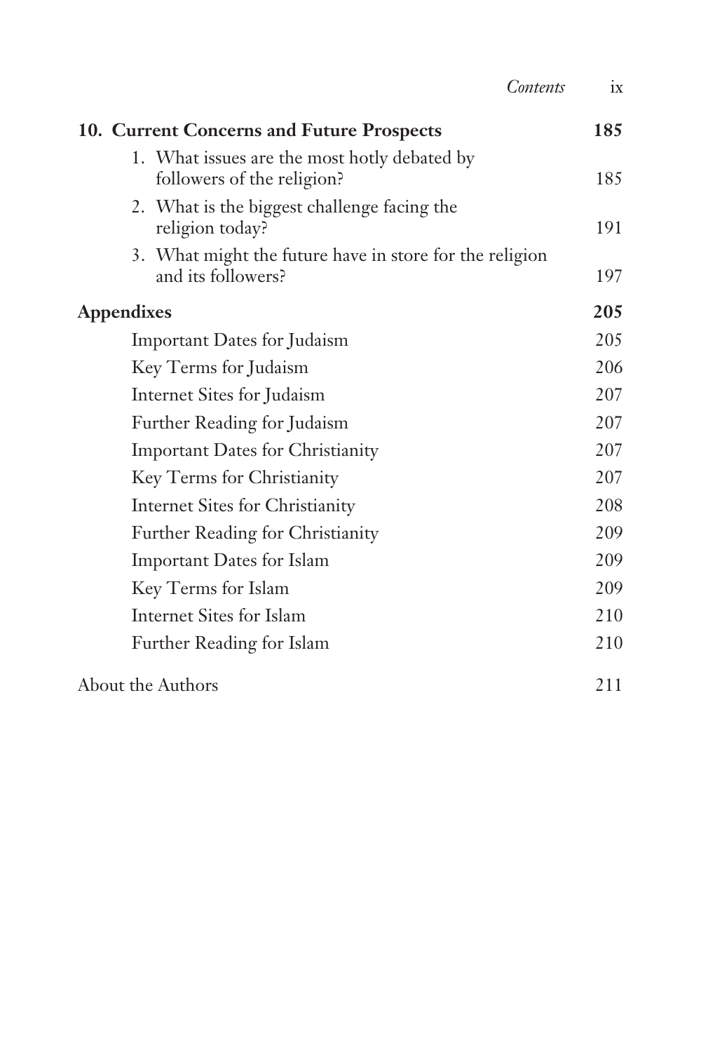**10. Current Concerns and Future Prospects** **185**

1. What issues are the most hotly debated by followers of the religion? 185
2. What is the biggest challenge facing the religion today? 191
3. What might the future have in store for the religion and its followers? 197

**Appendixes** **205**

- Important Dates for Judaism 205
- Key Terms for Judaism 206
- Internet Sites for Judaism 207
- Further Reading for Judaism 207
- Important Dates for Christianity 207
- Key Terms for Christianity 207
- Internet Sites for Christianity 208
- Further Reading for Christianity 209
- Important Dates for Islam 209
- Key Terms for Islam 209
- Internet Sites for Islam 210
- Further Reading for Islam 210

About the Authors 211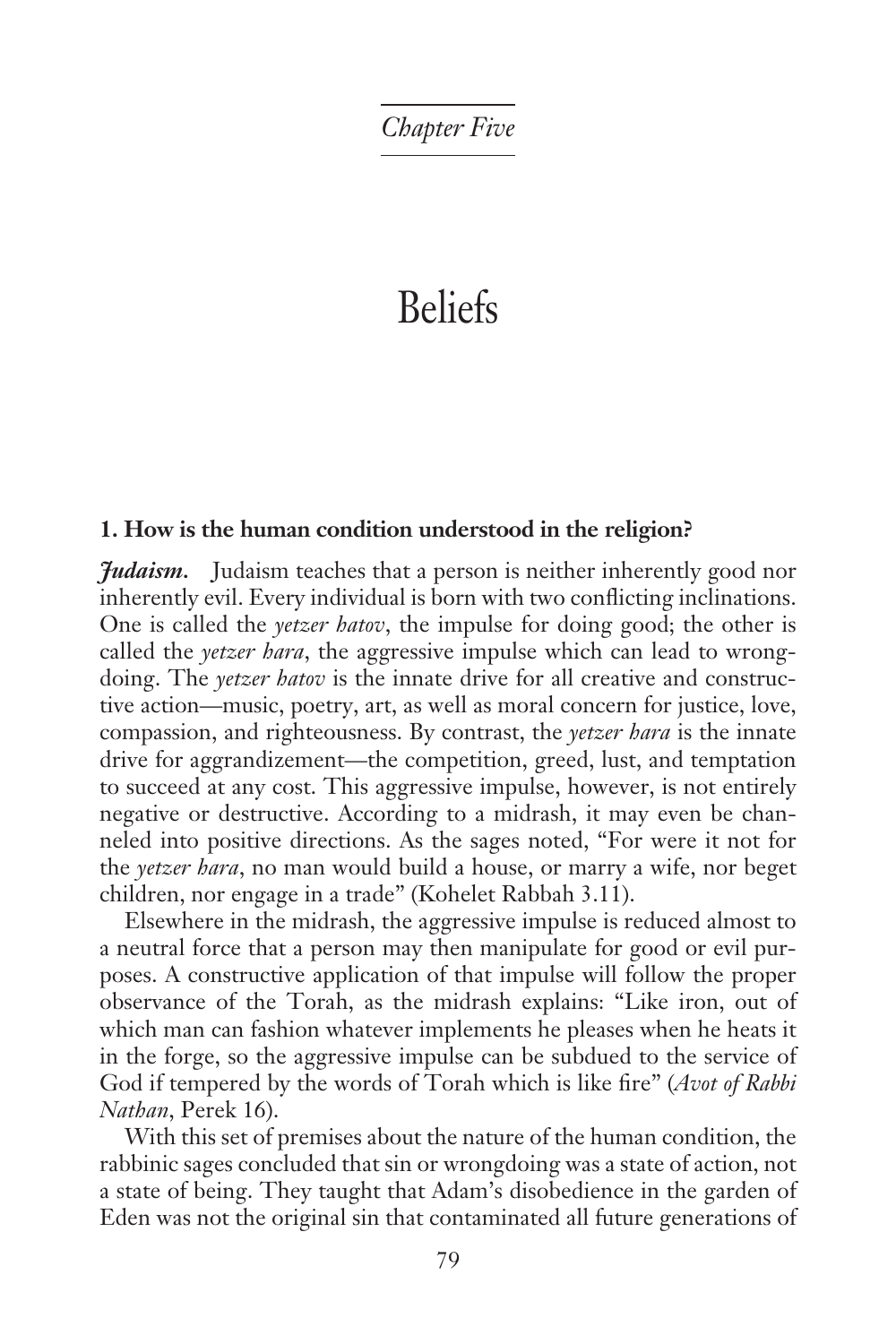*Chapter Five*

# Beliefs

### 1. How is the human condition understood in the religion?

***Judaism.*** Judaism teaches that a person is neither inherently good nor inherently evil. Every individual is born with two conflicting inclinations. One is called the *yetzer hatov*, the impulse for doing good; the other is called the *yetzer hara*, the aggressive impulse which can lead to wrongdoing. The *yetzer hatov* is the innate drive for all creative and constructive action—music, poetry, art, as well as moral concern for justice, love, compassion, and righteousness. By contrast, the *yetzer hara* is the innate drive for aggrandizement—the competition, greed, lust, and temptation to succeed at any cost. This aggressive impulse, however, is not entirely negative or destructive. According to a midrash, it may even be channeled into positive directions. As the sages noted, "For were it not for the *yetzer hara*, no man would build a house, or marry a wife, nor beget children, nor engage in a trade" (Kohelet Rabbah 3.11).

Elsewhere in the midrash, the aggressive impulse is reduced almost to a neutral force that a person may then manipulate for good or evil purposes. A constructive application of that impulse will follow the proper observance of the Torah, as the midrash explains: "Like iron, out of which man can fashion whatever implements he pleases when he heats it in the forge, so the aggressive impulse can be subdued to the service of God if tempered by the words of Torah which is like fire" (*Avot of Rabbi Nathan*, Perek 16).

With this set of premises about the nature of the human condition, the rabbinic sages concluded that sin or wrongdoing was a state of action, not a state of being. They taught that Adam's disobedience in the garden of Eden was not the original sin that contaminated all future generations of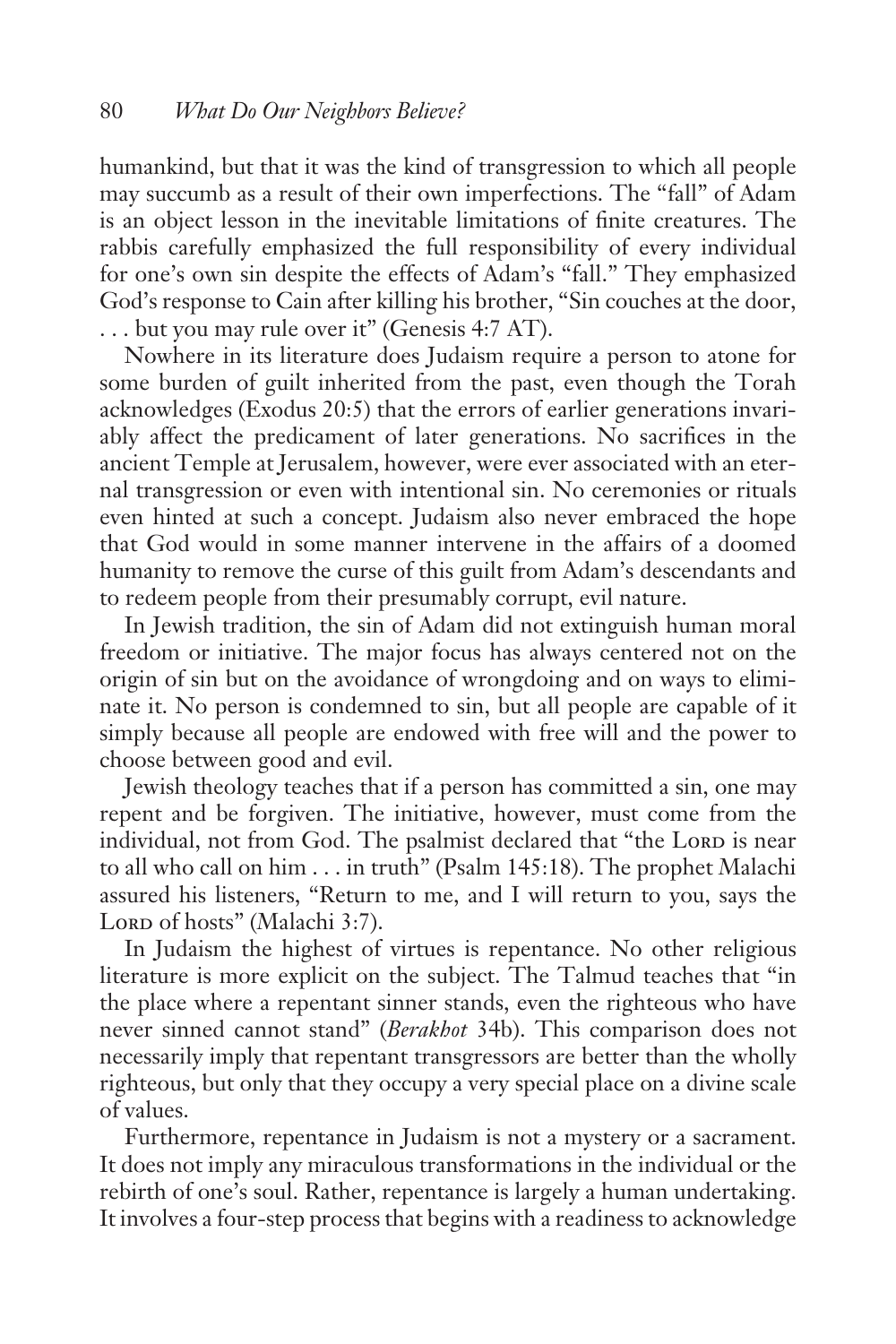humankind, but that it was the kind of transgression to which all people may succumb as a result of their own imperfections. The "fall" of Adam is an object lesson in the inevitable limitations of finite creatures. The rabbis carefully emphasized the full responsibility of every individual for one's own sin despite the effects of Adam's "fall." They emphasized God's response to Cain after killing his brother, "Sin couches at the door, . . . but you may rule over it" (Genesis 4:7 AT).

Nowhere in its literature does Judaism require a person to atone for some burden of guilt inherited from the past, even though the Torah acknowledges (Exodus 20:5) that the errors of earlier generations invariably affect the predicament of later generations. No sacrifices in the ancient Temple at Jerusalem, however, were ever associated with an eternal transgression or even with intentional sin. No ceremonies or rituals even hinted at such a concept. Judaism also never embraced the hope that God would in some manner intervene in the affairs of a doomed humanity to remove the curse of this guilt from Adam's descendants and to redeem people from their presumably corrupt, evil nature.

In Jewish tradition, the sin of Adam did not extinguish human moral freedom or initiative. The major focus has always centered not on the origin of sin but on the avoidance of wrongdoing and on ways to eliminate it. No person is condemned to sin, but all people are capable of it simply because all people are endowed with free will and the power to choose between good and evil.

Jewish theology teaches that if a person has committed a sin, one may repent and be forgiven. The initiative, however, must come from the individual, not from God. The psalmist declared that "the Lord is near to all who call on him . . . in truth" (Psalm 145:18). The prophet Malachi assured his listeners, "Return to me, and I will return to you, says the Lord of hosts" (Malachi 3:7).

In Judaism the highest of virtues is repentance. No other religious literature is more explicit on the subject. The Talmud teaches that "in the place where a repentant sinner stands, even the righteous who have never sinned cannot stand" (*Berakhot* 34b). This comparison does not necessarily imply that repentant transgressors are better than the wholly righteous, but only that they occupy a very special place on a divine scale of values.

Furthermore, repentance in Judaism is not a mystery or a sacrament. It does not imply any miraculous transformations in the individual or the rebirth of one's soul. Rather, repentance is largely a human undertaking. It involves a four-step process that begins with a readiness to acknowledge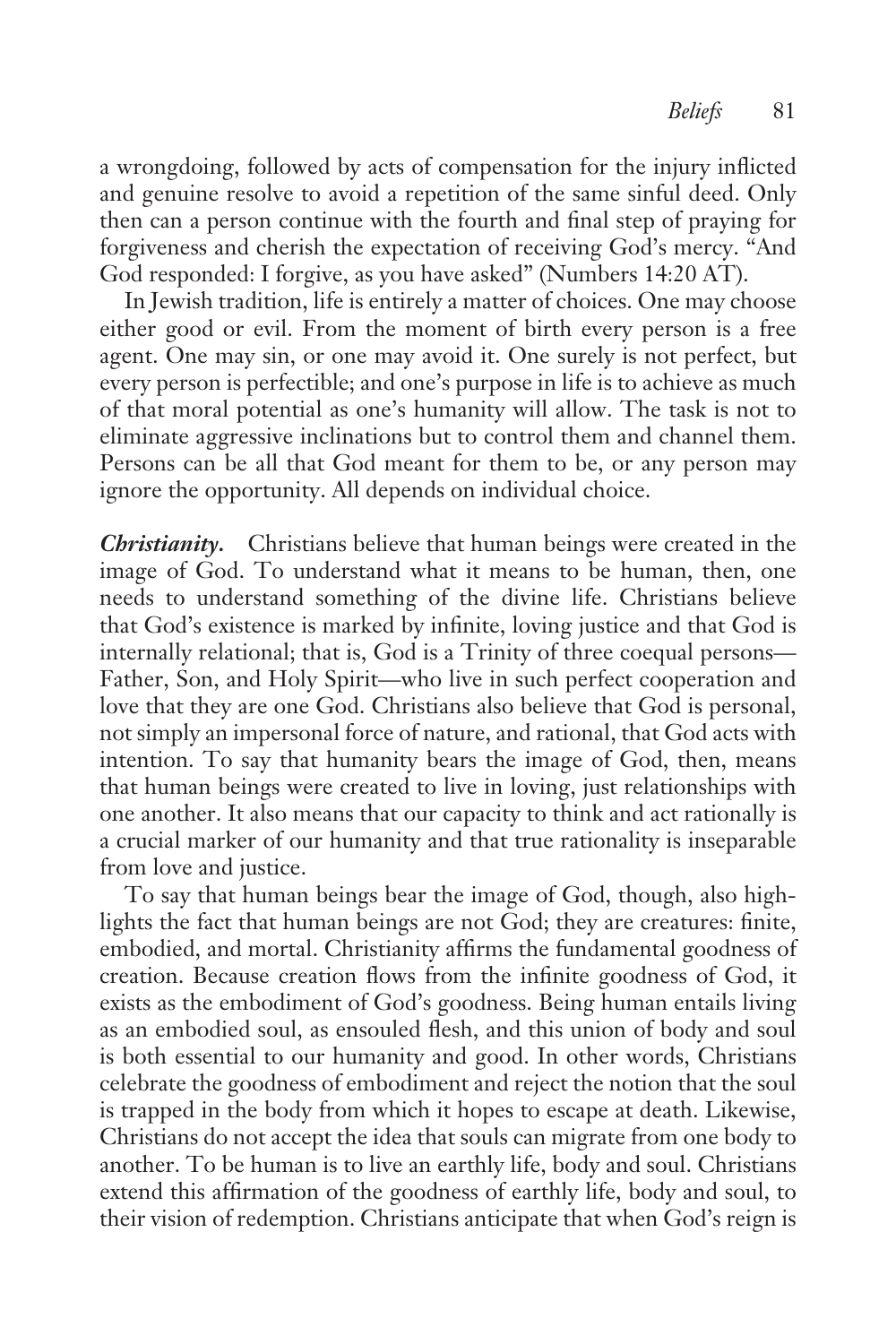a wrongdoing, followed by acts of compensation for the injury inflicted and genuine resolve to avoid a repetition of the same sinful deed. Only then can a person continue with the fourth and final step of praying for forgiveness and cherish the expectation of receiving God's mercy. "And God responded: I forgive, as you have asked" (Numbers 14:20 AT).

In Jewish tradition, life is entirely a matter of choices. One may choose either good or evil. From the moment of birth every person is a free agent. One may sin, or one may avoid it. One surely is not perfect, but every person is perfectible; and one's purpose in life is to achieve as much of that moral potential as one's humanity will allow. The task is not to eliminate aggressive inclinations but to control them and channel them. Persons can be all that God meant for them to be, or any person may ignore the opportunity. All depends on individual choice.

***Christianity.*** Christians believe that human beings were created in the image of God. To understand what it means to be human, then, one needs to understand something of the divine life. Christians believe that God's existence is marked by infinite, loving justice and that God is internally relational; that is, God is a Trinity of three coequal persons—Father, Son, and Holy Spirit—who live in such perfect cooperation and love that they are one God. Christians also believe that God is personal, not simply an impersonal force of nature, and rational, that God acts with intention. To say that humanity bears the image of God, then, means that human beings were created to live in loving, just relationships with one another. It also means that our capacity to think and act rationally is a crucial marker of our humanity and that true rationality is inseparable from love and justice.

To say that human beings bear the image of God, though, also highlights the fact that human beings are not God; they are creatures: finite, embodied, and mortal. Christianity affirms the fundamental goodness of creation. Because creation flows from the infinite goodness of God, it exists as the embodiment of God's goodness. Being human entails living as an embodied soul, as ensouled flesh, and this union of body and soul is both essential to our humanity and good. In other words, Christians celebrate the goodness of embodiment and reject the notion that the soul is trapped in the body from which it hopes to escape at death. Likewise, Christians do not accept the idea that souls can migrate from one body to another. To be human is to live an earthly life, body and soul. Christians extend this affirmation of the goodness of earthly life, body and soul, to their vision of redemption. Christians anticipate that when God's reign is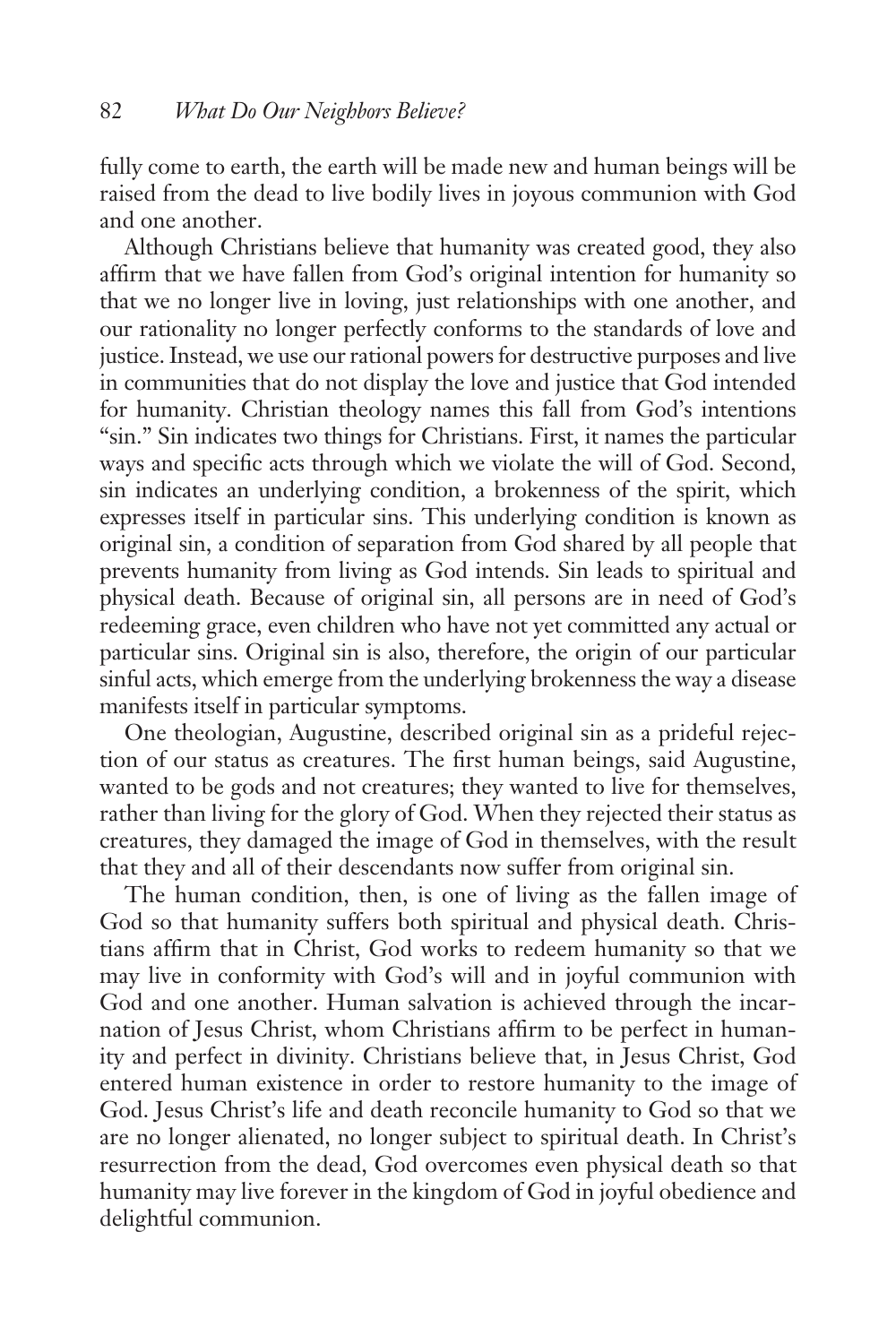fully come to earth, the earth will be made new and human beings will be raised from the dead to live bodily lives in joyous communion with God and one another.

Although Christians believe that humanity was created good, they also affirm that we have fallen from God's original intention for humanity so that we no longer live in loving, just relationships with one another, and our rationality no longer perfectly conforms to the standards of love and justice. Instead, we use our rational powers for destructive purposes and live in communities that do not display the love and justice that God intended for humanity. Christian theology names this fall from God's intentions "sin." Sin indicates two things for Christians. First, it names the particular ways and specific acts through which we violate the will of God. Second, sin indicates an underlying condition, a brokenness of the spirit, which expresses itself in particular sins. This underlying condition is known as original sin, a condition of separation from God shared by all people that prevents humanity from living as God intends. Sin leads to spiritual and physical death. Because of original sin, all persons are in need of God's redeeming grace, even children who have not yet committed any actual or particular sins. Original sin is also, therefore, the origin of our particular sinful acts, which emerge from the underlying brokenness the way a disease manifests itself in particular symptoms.

One theologian, Augustine, described original sin as a prideful rejection of our status as creatures. The first human beings, said Augustine, wanted to be gods and not creatures; they wanted to live for themselves, rather than living for the glory of God. When they rejected their status as creatures, they damaged the image of God in themselves, with the result that they and all of their descendants now suffer from original sin.

The human condition, then, is one of living as the fallen image of God so that humanity suffers both spiritual and physical death. Christians affirm that in Christ, God works to redeem humanity so that we may live in conformity with God's will and in joyful communion with God and one another. Human salvation is achieved through the incarnation of Jesus Christ, whom Christians affirm to be perfect in humanity and perfect in divinity. Christians believe that, in Jesus Christ, God entered human existence in order to restore humanity to the image of God. Jesus Christ's life and death reconcile humanity to God so that we are no longer alienated, no longer subject to spiritual death. In Christ's resurrection from the dead, God overcomes even physical death so that humanity may live forever in the kingdom of God in joyful obedience and delightful communion.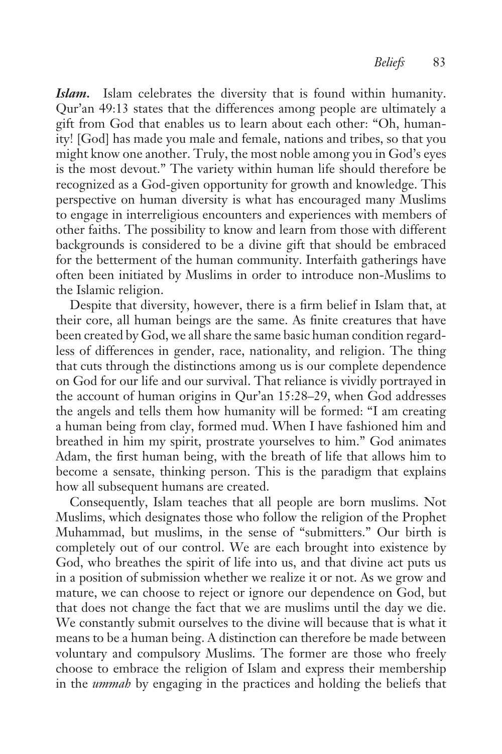***Islam.*** Islam celebrates the diversity that is found within humanity. Qur'an 49:13 states that the differences among people are ultimately a gift from God that enables us to learn about each other: "Oh, humanity! [God] has made you male and female, nations and tribes, so that you might know one another. Truly, the most noble among you in God's eyes is the most devout." The variety within human life should therefore be recognized as a God-given opportunity for growth and knowledge. This perspective on human diversity is what has encouraged many Muslims to engage in interreligious encounters and experiences with members of other faiths. The possibility to know and learn from those with different backgrounds is considered to be a divine gift that should be embraced for the betterment of the human community. Interfaith gatherings have often been initiated by Muslims in order to introduce non-Muslims to the Islamic religion.

Despite that diversity, however, there is a firm belief in Islam that, at their core, all human beings are the same. As finite creatures that have been created by God, we all share the same basic human condition regardless of differences in gender, race, nationality, and religion. The thing that cuts through the distinctions among us is our complete dependence on God for our life and our survival. That reliance is vividly portrayed in the account of human origins in Qur'an 15:28–29, when God addresses the angels and tells them how humanity will be formed: "I am creating a human being from clay, formed mud. When I have fashioned him and breathed in him my spirit, prostrate yourselves to him." God animates Adam, the first human being, with the breath of life that allows him to become a sensate, thinking person. This is the paradigm that explains how all subsequent humans are created.

Consequently, Islam teaches that all people are born muslims. Not Muslims, which designates those who follow the religion of the Prophet Muhammad, but muslims, in the sense of "submitters." Our birth is completely out of our control. We are each brought into existence by God, who breathes the spirit of life into us, and that divine act puts us in a position of submission whether we realize it or not. As we grow and mature, we can choose to reject or ignore our dependence on God, but that does not change the fact that we are muslims until the day we die. We constantly submit ourselves to the divine will because that is what it means to be a human being. A distinction can therefore be made between voluntary and compulsory Muslims. The former are those who freely choose to embrace the religion of Islam and express their membership in the *ummah* by engaging in the practices and holding the beliefs that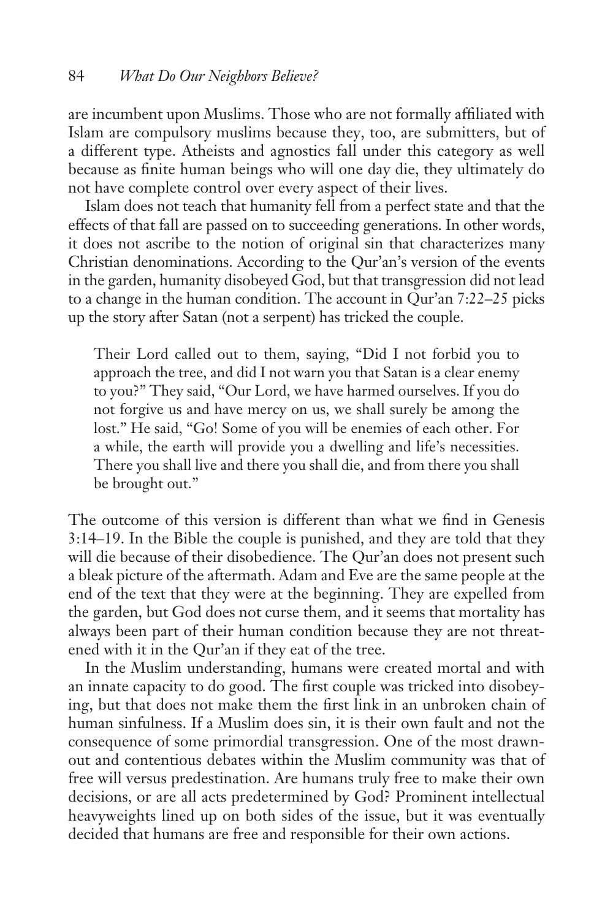are incumbent upon Muslims. Those who are not formally affiliated with Islam are compulsory muslims because they, too, are submitters, but of a different type. Atheists and agnostics fall under this category as well because as finite human beings who will one day die, they ultimately do not have complete control over every aspect of their lives.

Islam does not teach that humanity fell from a perfect state and that the effects of that fall are passed on to succeeding generations. In other words, it does not ascribe to the notion of original sin that characterizes many Christian denominations. According to the Qur'an's version of the events in the garden, humanity disobeyed God, but that transgression did not lead to a change in the human condition. The account in Qur'an 7:22–25 picks up the story after Satan (not a serpent) has tricked the couple.

> Their Lord called out to them, saying, "Did I not forbid you to approach the tree, and did I not warn you that Satan is a clear enemy to you?" They said, "Our Lord, we have harmed ourselves. If you do not forgive us and have mercy on us, we shall surely be among the lost." He said, "Go! Some of you will be enemies of each other. For a while, the earth will provide you a dwelling and life's necessities. There you shall live and there you shall die, and from there you shall be brought out."

The outcome of this version is different than what we find in Genesis 3:14–19. In the Bible the couple is punished, and they are told that they will die because of their disobedience. The Qur'an does not present such a bleak picture of the aftermath. Adam and Eve are the same people at the end of the text that they were at the beginning. They are expelled from the garden, but God does not curse them, and it seems that mortality has always been part of their human condition because they are not threatened with it in the Qur'an if they eat of the tree.

In the Muslim understanding, humans were created mortal and with an innate capacity to do good. The first couple was tricked into disobeying, but that does not make them the first link in an unbroken chain of human sinfulness. If a Muslim does sin, it is their own fault and not the consequence of some primordial transgression. One of the most drawn-out and contentious debates within the Muslim community was that of free will versus predestination. Are humans truly free to make their own decisions, or are all acts predetermined by God? Prominent intellectual heavyweights lined up on both sides of the issue, but it was eventually decided that humans are free and responsible for their own actions.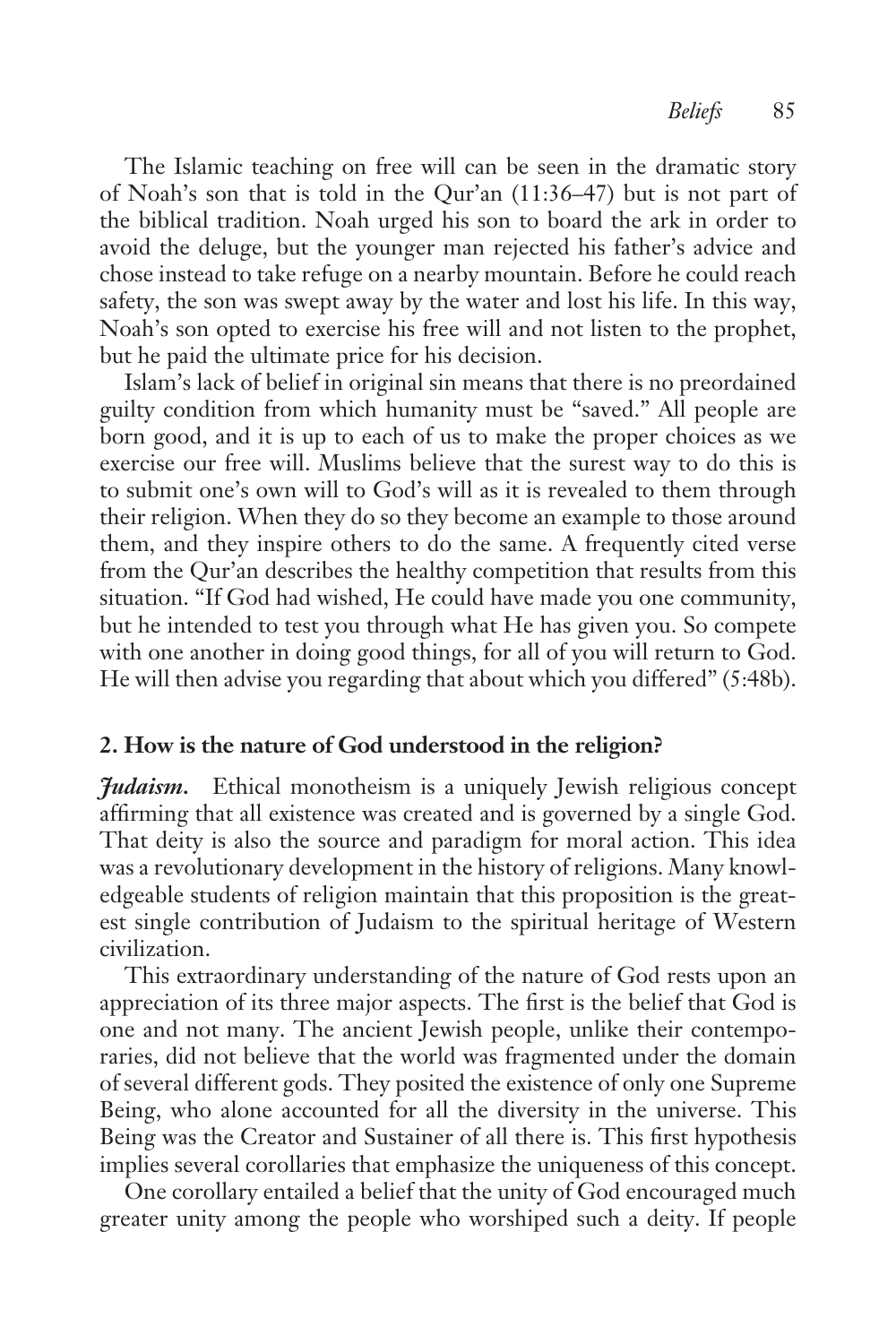The Islamic teaching on free will can be seen in the dramatic story of Noah's son that is told in the Qur'an (11:36–47) but is not part of the biblical tradition. Noah urged his son to board the ark in order to avoid the deluge, but the younger man rejected his father's advice and chose instead to take refuge on a nearby mountain. Before he could reach safety, the son was swept away by the water and lost his life. In this way, Noah's son opted to exercise his free will and not listen to the prophet, but he paid the ultimate price for his decision.

Islam's lack of belief in original sin means that there is no preordained guilty condition from which humanity must be "saved." All people are born good, and it is up to each of us to make the proper choices as we exercise our free will. Muslims believe that the surest way to do this is to submit one's own will to God's will as it is revealed to them through their religion. When they do so they become an example to those around them, and they inspire others to do the same. A frequently cited verse from the Qur'an describes the healthy competition that results from this situation. "If God had wished, He could have made you one community, but he intended to test you through what He has given you. So compete with one another in doing good things, for all of you will return to God. He will then advise you regarding that about which you differed" (5:48b).

## 2. How is the nature of God understood in the religion?

***Judaism.*** Ethical monotheism is a uniquely Jewish religious concept affirming that all existence was created and is governed by a single God. That deity is also the source and paradigm for moral action. This idea was a revolutionary development in the history of religions. Many knowledgeable students of religion maintain that this proposition is the greatest single contribution of Judaism to the spiritual heritage of Western civilization.

This extraordinary understanding of the nature of God rests upon an appreciation of its three major aspects. The first is the belief that God is one and not many. The ancient Jewish people, unlike their contemporaries, did not believe that the world was fragmented under the domain of several different gods. They posited the existence of only one Supreme Being, who alone accounted for all the diversity in the universe. This Being was the Creator and Sustainer of all there is. This first hypothesis implies several corollaries that emphasize the uniqueness of this concept.

One corollary entailed a belief that the unity of God encouraged much greater unity among the people who worshiped such a deity. If people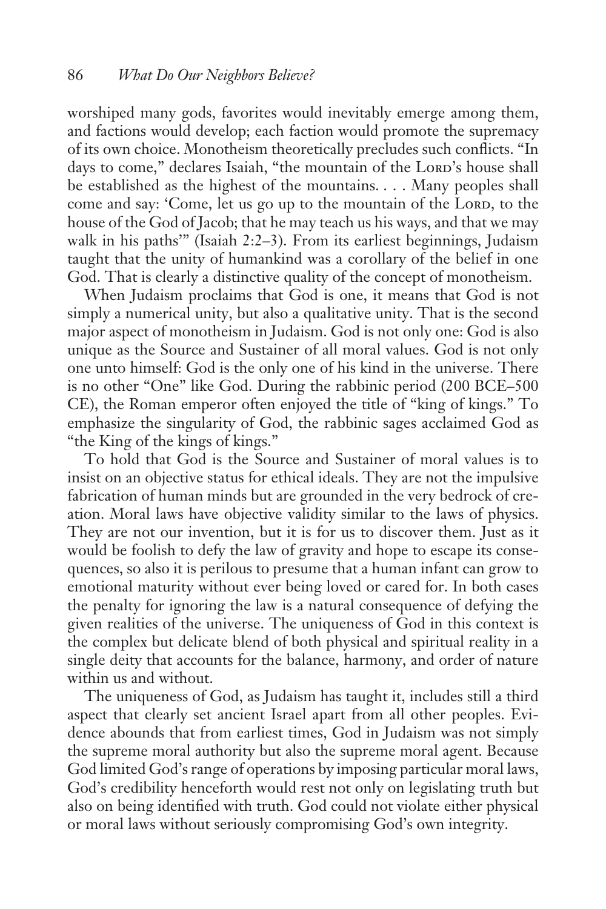worshiped many gods, favorites would inevitably emerge among them, and factions would develop; each faction would promote the supremacy of its own choice. Monotheism theoretically precludes such conflicts. "In days to come," declares Isaiah, "the mountain of the Lord's house shall be established as the highest of the mountains. . . . Many peoples shall come and say: 'Come, let us go up to the mountain of the Lord, to the house of the God of Jacob; that he may teach us his ways, and that we may walk in his paths'" (Isaiah 2:2–3). From its earliest beginnings, Judaism taught that the unity of humankind was a corollary of the belief in one God. That is clearly a distinctive quality of the concept of monotheism.

When Judaism proclaims that God is one, it means that God is not simply a numerical unity, but also a qualitative unity. That is the second major aspect of monotheism in Judaism. God is not only one: God is also unique as the Source and Sustainer of all moral values. God is not only one unto himself: God is the only one of his kind in the universe. There is no other "One" like God. During the rabbinic period (200 BCE–500 CE), the Roman emperor often enjoyed the title of "king of kings." To emphasize the singularity of God, the rabbinic sages acclaimed God as "the King of the kings of kings."

To hold that God is the Source and Sustainer of moral values is to insist on an objective status for ethical ideals. They are not the impulsive fabrication of human minds but are grounded in the very bedrock of creation. Moral laws have objective validity similar to the laws of physics. They are not our invention, but it is for us to discover them. Just as it would be foolish to defy the law of gravity and hope to escape its consequences, so also it is perilous to presume that a human infant can grow to emotional maturity without ever being loved or cared for. In both cases the penalty for ignoring the law is a natural consequence of defying the given realities of the universe. The uniqueness of God in this context is the complex but delicate blend of both physical and spiritual reality in a single deity that accounts for the balance, harmony, and order of nature within us and without.

The uniqueness of God, as Judaism has taught it, includes still a third aspect that clearly set ancient Israel apart from all other peoples. Evidence abounds that from earliest times, God in Judaism was not simply the supreme moral authority but also the supreme moral agent. Because God limited God's range of operations by imposing particular moral laws, God's credibility henceforth would rest not only on legislating truth but also on being identified with truth. God could not violate either physical or moral laws without seriously compromising God's own integrity.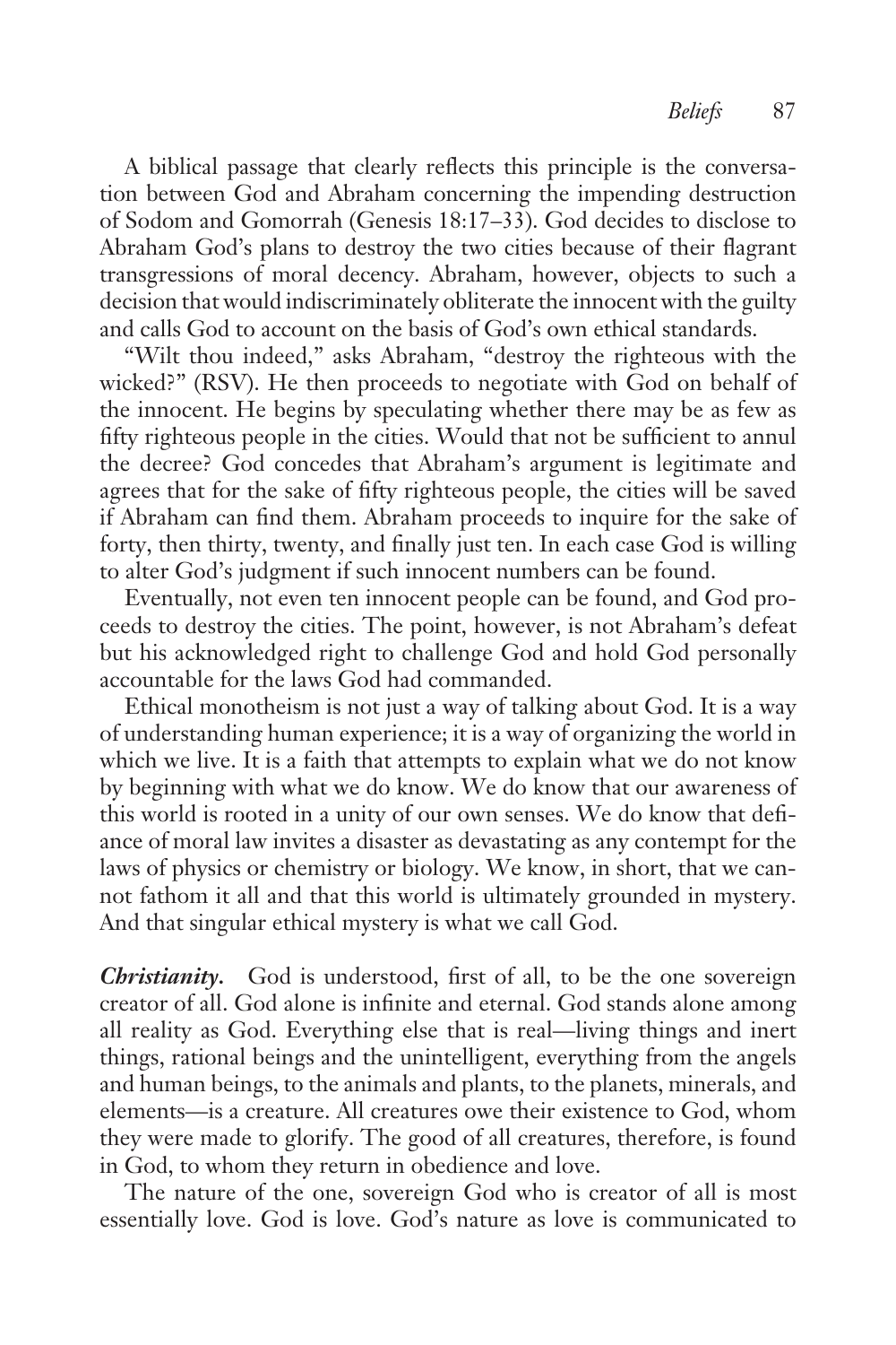A biblical passage that clearly reflects this principle is the conversation between God and Abraham concerning the impending destruction of Sodom and Gomorrah (Genesis 18:17–33). God decides to disclose to Abraham God's plans to destroy the two cities because of their flagrant transgressions of moral decency. Abraham, however, objects to such a decision that would indiscriminately obliterate the innocent with the guilty and calls God to account on the basis of God's own ethical standards.

"Wilt thou indeed," asks Abraham, "destroy the righteous with the wicked?" (RSV). He then proceeds to negotiate with God on behalf of the innocent. He begins by speculating whether there may be as few as fifty righteous people in the cities. Would that not be sufficient to annul the decree? God concedes that Abraham's argument is legitimate and agrees that for the sake of fifty righteous people, the cities will be saved if Abraham can find them. Abraham proceeds to inquire for the sake of forty, then thirty, twenty, and finally just ten. In each case God is willing to alter God's judgment if such innocent numbers can be found.

Eventually, not even ten innocent people can be found, and God proceeds to destroy the cities. The point, however, is not Abraham's defeat but his acknowledged right to challenge God and hold God personally accountable for the laws God had commanded.

Ethical monotheism is not just a way of talking about God. It is a way of understanding human experience; it is a way of organizing the world in which we live. It is a faith that attempts to explain what we do not know by beginning with what we do know. We do know that our awareness of this world is rooted in a unity of our own senses. We do know that defiance of moral law invites a disaster as devastating as any contempt for the laws of physics or chemistry or biology. We know, in short, that we cannot fathom it all and that this world is ultimately grounded in mystery. And that singular ethical mystery is what we call God.

***Christianity.*** God is understood, first of all, to be the one sovereign creator of all. God alone is infinite and eternal. God stands alone among all reality as God. Everything else that is real—living things and inert things, rational beings and the unintelligent, everything from the angels and human beings, to the animals and plants, to the planets, minerals, and elements—is a creature. All creatures owe their existence to God, whom they were made to glorify. The good of all creatures, therefore, is found in God, to whom they return in obedience and love.

The nature of the one, sovereign God who is creator of all is most essentially love. God is love. God's nature as love is communicated to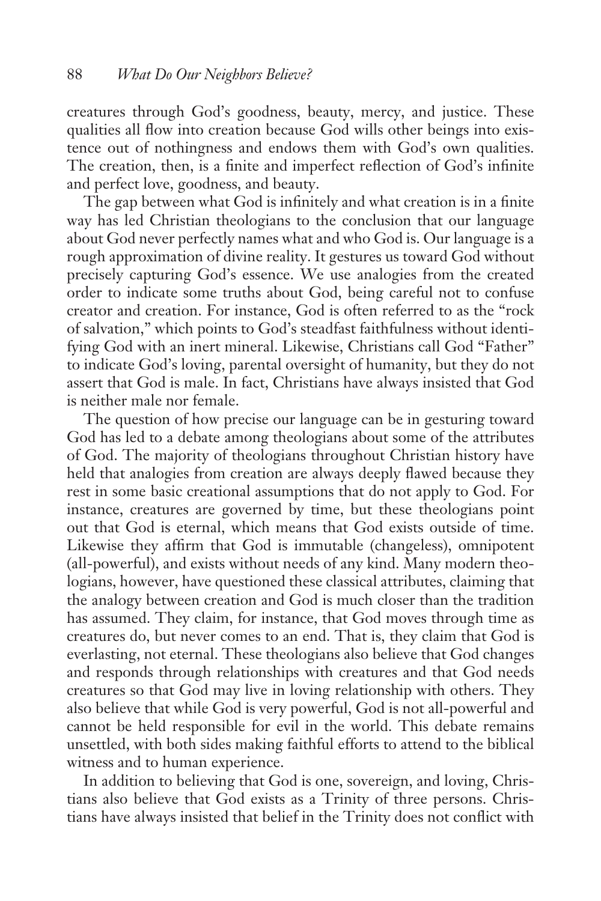creatures through God's goodness, beauty, mercy, and justice. These qualities all flow into creation because God wills other beings into existence out of nothingness and endows them with God's own qualities. The creation, then, is a finite and imperfect reflection of God's infinite and perfect love, goodness, and beauty.

The gap between what God is infinitely and what creation is in a finite way has led Christian theologians to the conclusion that our language about God never perfectly names what and who God is. Our language is a rough approximation of divine reality. It gestures us toward God without precisely capturing God's essence. We use analogies from the created order to indicate some truths about God, being careful not to confuse creator and creation. For instance, God is often referred to as the "rock of salvation," which points to God's steadfast faithfulness without identifying God with an inert mineral. Likewise, Christians call God "Father" to indicate God's loving, parental oversight of humanity, but they do not assert that God is male. In fact, Christians have always insisted that God is neither male nor female.

The question of how precise our language can be in gesturing toward God has led to a debate among theologians about some of the attributes of God. The majority of theologians throughout Christian history have held that analogies from creation are always deeply flawed because they rest in some basic creational assumptions that do not apply to God. For instance, creatures are governed by time, but these theologians point out that God is eternal, which means that God exists outside of time. Likewise they affirm that God is immutable (changeless), omnipotent (all-powerful), and exists without needs of any kind. Many modern theologians, however, have questioned these classical attributes, claiming that the analogy between creation and God is much closer than the tradition has assumed. They claim, for instance, that God moves through time as creatures do, but never comes to an end. That is, they claim that God is everlasting, not eternal. These theologians also believe that God changes and responds through relationships with creatures and that God needs creatures so that God may live in loving relationship with others. They also believe that while God is very powerful, God is not all-powerful and cannot be held responsible for evil in the world. This debate remains unsettled, with both sides making faithful efforts to attend to the biblical witness and to human experience.

In addition to believing that God is one, sovereign, and loving, Christians also believe that God exists as a Trinity of three persons. Christians have always insisted that belief in the Trinity does not conflict with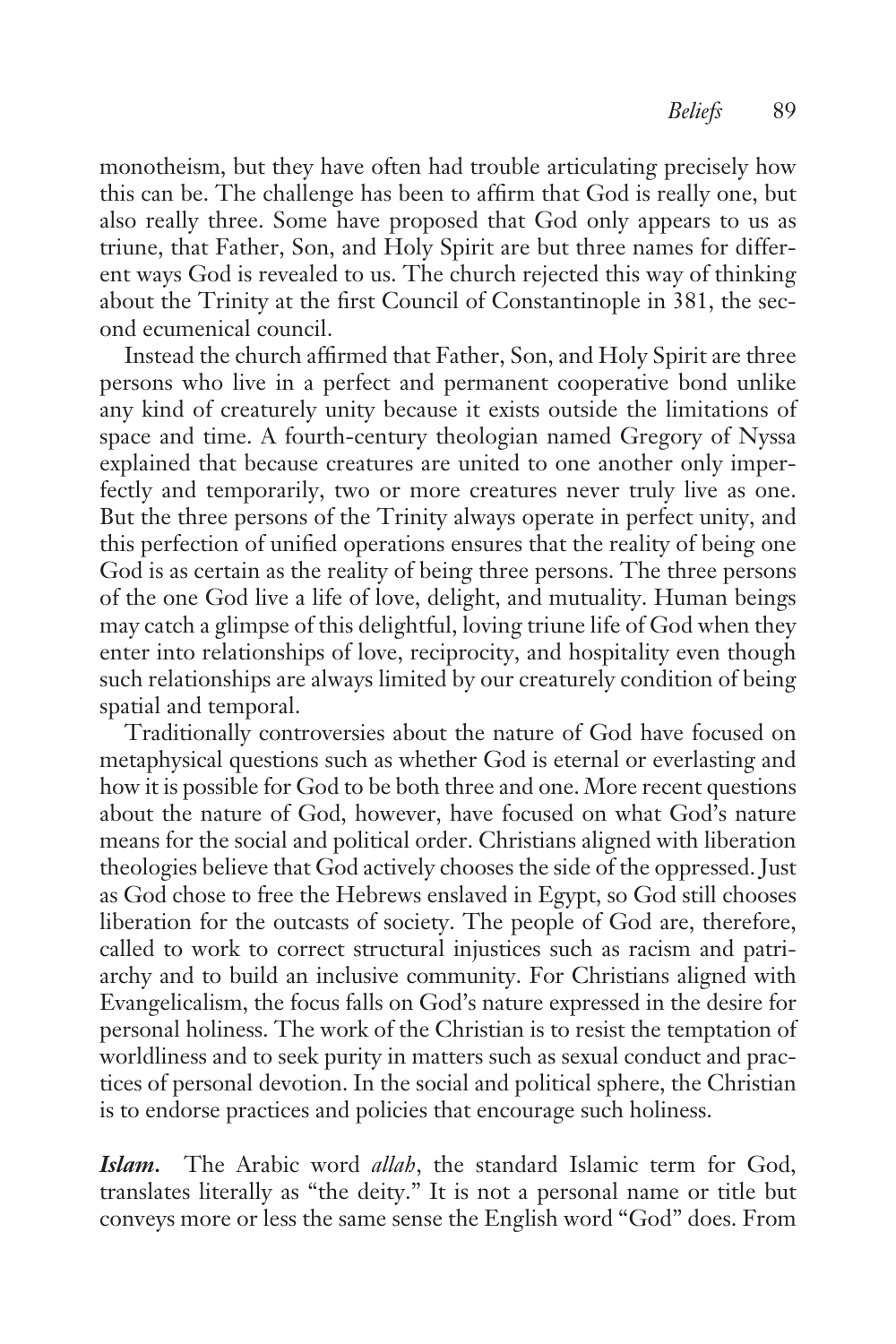monotheism, but they have often had trouble articulating precisely how this can be. The challenge has been to affirm that God is really one, but also really three. Some have proposed that God only appears to us as triune, that Father, Son, and Holy Spirit are but three names for different ways God is revealed to us. The church rejected this way of thinking about the Trinity at the first Council of Constantinople in 381, the second ecumenical council.

Instead the church affirmed that Father, Son, and Holy Spirit are three persons who live in a perfect and permanent cooperative bond unlike any kind of creaturely unity because it exists outside the limitations of space and time. A fourth-century theologian named Gregory of Nyssa explained that because creatures are united to one another only imperfectly and temporarily, two or more creatures never truly live as one. But the three persons of the Trinity always operate in perfect unity, and this perfection of unified operations ensures that the reality of being one God is as certain as the reality of being three persons. The three persons of the one God live a life of love, delight, and mutuality. Human beings may catch a glimpse of this delightful, loving triune life of God when they enter into relationships of love, reciprocity, and hospitality even though such relationships are always limited by our creaturely condition of being spatial and temporal.

Traditionally controversies about the nature of God have focused on metaphysical questions such as whether God is eternal or everlasting and how it is possible for God to be both three and one. More recent questions about the nature of God, however, have focused on what God's nature means for the social and political order. Christians aligned with liberation theologies believe that God actively chooses the side of the oppressed. Just as God chose to free the Hebrews enslaved in Egypt, so God still chooses liberation for the outcasts of society. The people of God are, therefore, called to work to correct structural injustices such as racism and patriarchy and to build an inclusive community. For Christians aligned with Evangelicalism, the focus falls on God's nature expressed in the desire for personal holiness. The work of the Christian is to resist the temptation of worldliness and to seek purity in matters such as sexual conduct and practices of personal devotion. In the social and political sphere, the Christian is to endorse practices and policies that encourage such holiness.

***Islam.*** The Arabic word *allah*, the standard Islamic term for God, translates literally as "the deity." It is not a personal name or title but conveys more or less the same sense the English word "God" does. From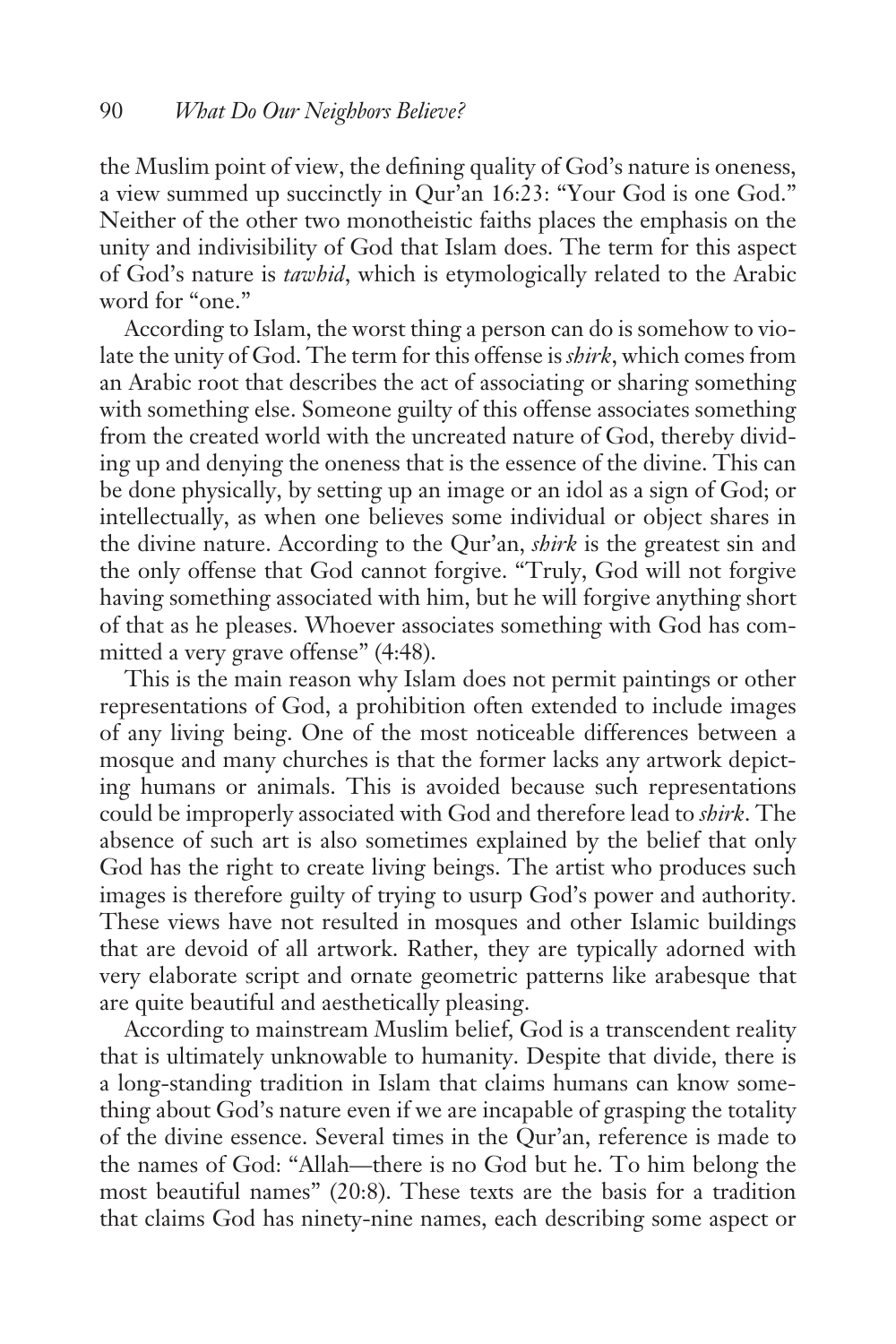the Muslim point of view, the defining quality of God's nature is oneness, a view summed up succinctly in Qur'an 16:23: "Your God is one God." Neither of the other two monotheistic faiths places the emphasis on the unity and indivisibility of God that Islam does. The term for this aspect of God's nature is *tawhid*, which is etymologically related to the Arabic word for "one."

According to Islam, the worst thing a person can do is somehow to violate the unity of God. The term for this offense is *shirk*, which comes from an Arabic root that describes the act of associating or sharing something with something else. Someone guilty of this offense associates something from the created world with the uncreated nature of God, thereby dividing up and denying the oneness that is the essence of the divine. This can be done physically, by setting up an image or an idol as a sign of God; or intellectually, as when one believes some individual or object shares in the divine nature. According to the Qur'an, *shirk* is the greatest sin and the only offense that God cannot forgive. "Truly, God will not forgive having something associated with him, but he will forgive anything short of that as he pleases. Whoever associates something with God has committed a very grave offense" (4:48).

This is the main reason why Islam does not permit paintings or other representations of God, a prohibition often extended to include images of any living being. One of the most noticeable differences between a mosque and many churches is that the former lacks any artwork depicting humans or animals. This is avoided because such representations could be improperly associated with God and therefore lead to *shirk*. The absence of such art is also sometimes explained by the belief that only God has the right to create living beings. The artist who produces such images is therefore guilty of trying to usurp God's power and authority. These views have not resulted in mosques and other Islamic buildings that are devoid of all artwork. Rather, they are typically adorned with very elaborate script and ornate geometric patterns like arabesque that are quite beautiful and aesthetically pleasing.

According to mainstream Muslim belief, God is a transcendent reality that is ultimately unknowable to humanity. Despite that divide, there is a long-standing tradition in Islam that claims humans can know something about God's nature even if we are incapable of grasping the totality of the divine essence. Several times in the Qur'an, reference is made to the names of God: "Allah—there is no God but he. To him belong the most beautiful names" (20:8). These texts are the basis for a tradition that claims God has ninety-nine names, each describing some aspect or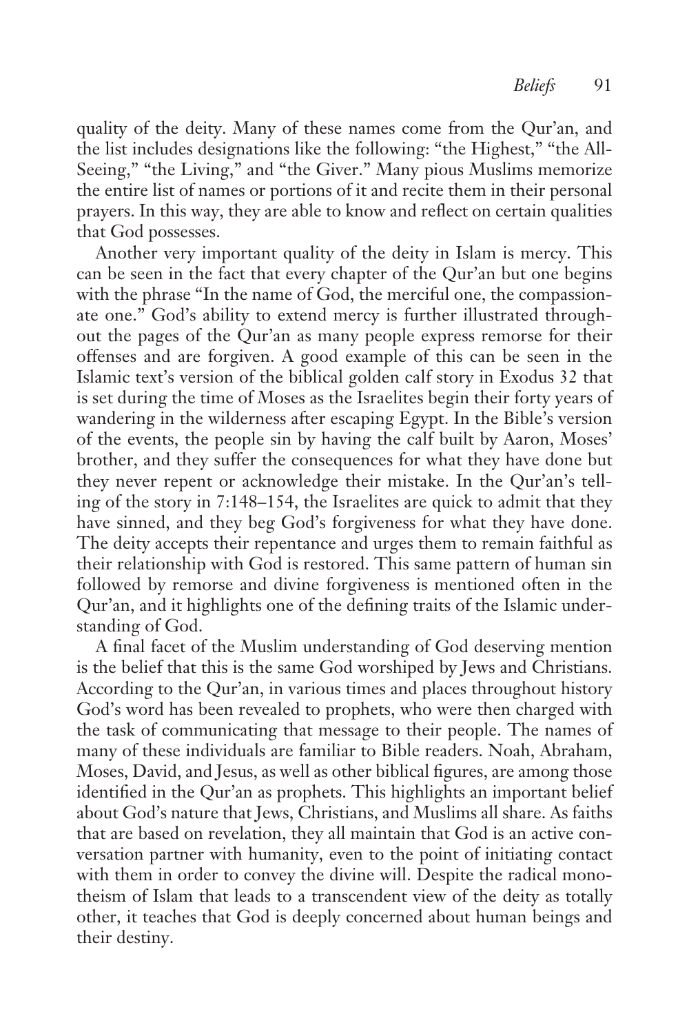quality of the deity. Many of these names come from the Qur'an, and the list includes designations like the following: "the Highest," "the All-Seeing," "the Living," and "the Giver." Many pious Muslims memorize the entire list of names or portions of it and recite them in their personal prayers. In this way, they are able to know and reflect on certain qualities that God possesses.

Another very important quality of the deity in Islam is mercy. This can be seen in the fact that every chapter of the Qur'an but one begins with the phrase "In the name of God, the merciful one, the compassionate one." God's ability to extend mercy is further illustrated throughout the pages of the Qur'an as many people express remorse for their offenses and are forgiven. A good example of this can be seen in the Islamic text's version of the biblical golden calf story in Exodus 32 that is set during the time of Moses as the Israelites begin their forty years of wandering in the wilderness after escaping Egypt. In the Bible's version of the events, the people sin by having the calf built by Aaron, Moses' brother, and they suffer the consequences for what they have done but they never repent or acknowledge their mistake. In the Qur'an's telling of the story in 7:148–154, the Israelites are quick to admit that they have sinned, and they beg God's forgiveness for what they have done. The deity accepts their repentance and urges them to remain faithful as their relationship with God is restored. This same pattern of human sin followed by remorse and divine forgiveness is mentioned often in the Qur'an, and it highlights one of the defining traits of the Islamic understanding of God.

A final facet of the Muslim understanding of God deserving mention is the belief that this is the same God worshiped by Jews and Christians. According to the Qur'an, in various times and places throughout history God's word has been revealed to prophets, who were then charged with the task of communicating that message to their people. The names of many of these individuals are familiar to Bible readers. Noah, Abraham, Moses, David, and Jesus, as well as other biblical figures, are among those identified in the Qur'an as prophets. This highlights an important belief about God's nature that Jews, Christians, and Muslims all share. As faiths that are based on revelation, they all maintain that God is an active conversation partner with humanity, even to the point of initiating contact with them in order to convey the divine will. Despite the radical monotheism of Islam that leads to a transcendent view of the deity as totally other, it teaches that God is deeply concerned about human beings and their destiny.